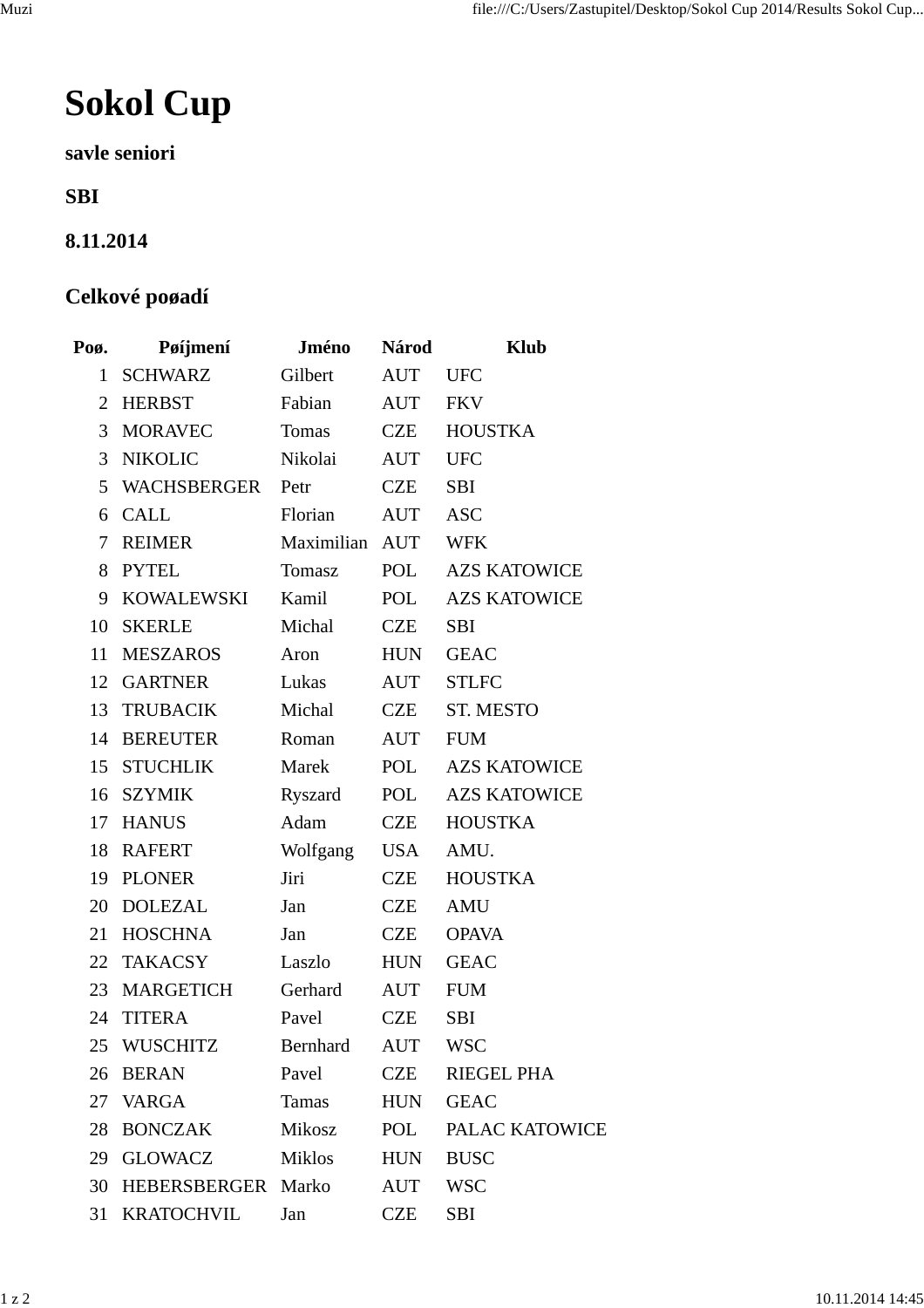# Sokol Cup

### savle seniori

### SBI

### 8.11.2014

## Celkové poøadí

| Poø. | Pøíjmení | Jméno | Národ | Klub |
|---|---|---|---|---|
| 1 | SCHWARZ | Gilbert | AUT | UFC |
| 2 | HERBST | Fabian | AUT | FKV |
| 3 | MORAVEC | Tomas | CZE | HOUSTKA |
| 3 | NIKOLIC | Nikolai | AUT | UFC |
| 5 | WACHSBERGER | Petr | CZE | SBI |
| 6 | CALL | Florian | AUT | ASC |
| 7 | REIMER | Maximilian | AUT | WFK |
| 8 | PYTEL | Tomasz | POL | AZS KATOWICE |
| 9 | KOWALEWSKI | Kamil | POL | AZS KATOWICE |
| 10 | SKERLE | Michal | CZE | SBI |
| 11 | MESZAROS | Aron | HUN | GEAC |
| 12 | GARTNER | Lukas | AUT | STLFC |
| 13 | TRUBACIK | Michal | CZE | ST. MESTO |
| 14 | BEREUTER | Roman | AUT | FUM |
| 15 | STUCHLIK | Marek | POL | AZS KATOWICE |
| 16 | SZYMIK | Ryszard | POL | AZS KATOWICE |
| 17 | HANUS | Adam | CZE | HOUSTKA |
| 18 | RAFERT | Wolfgang | USA | AMU. |
| 19 | PLONER | Jiri | CZE | HOUSTKA |
| 20 | DOLEZAL | Jan | CZE | AMU |
| 21 | HOSCHNA | Jan | CZE | OPAVA |
| 22 | TAKACSY | Laszlo | HUN | GEAC |
| 23 | MARGETICH | Gerhard | AUT | FUM |
| 24 | TITERA | Pavel | CZE | SBI |
| 25 | WUSCHITZ | Bernhard | AUT | WSC |
| 26 | BERAN | Pavel | CZE | RIEGEL PHA |
| 27 | VARGA | Tamas | HUN | GEAC |
| 28 | BONCZAK | Mikosz | POL | PALAC KATOWICE |
| 29 | GLOWACZ | Miklos | HUN | BUSC |
| 30 | HEBERSBERGER | Marko | AUT | WSC |
| 31 | KRATOCHVIL | Jan | CZE | SBI |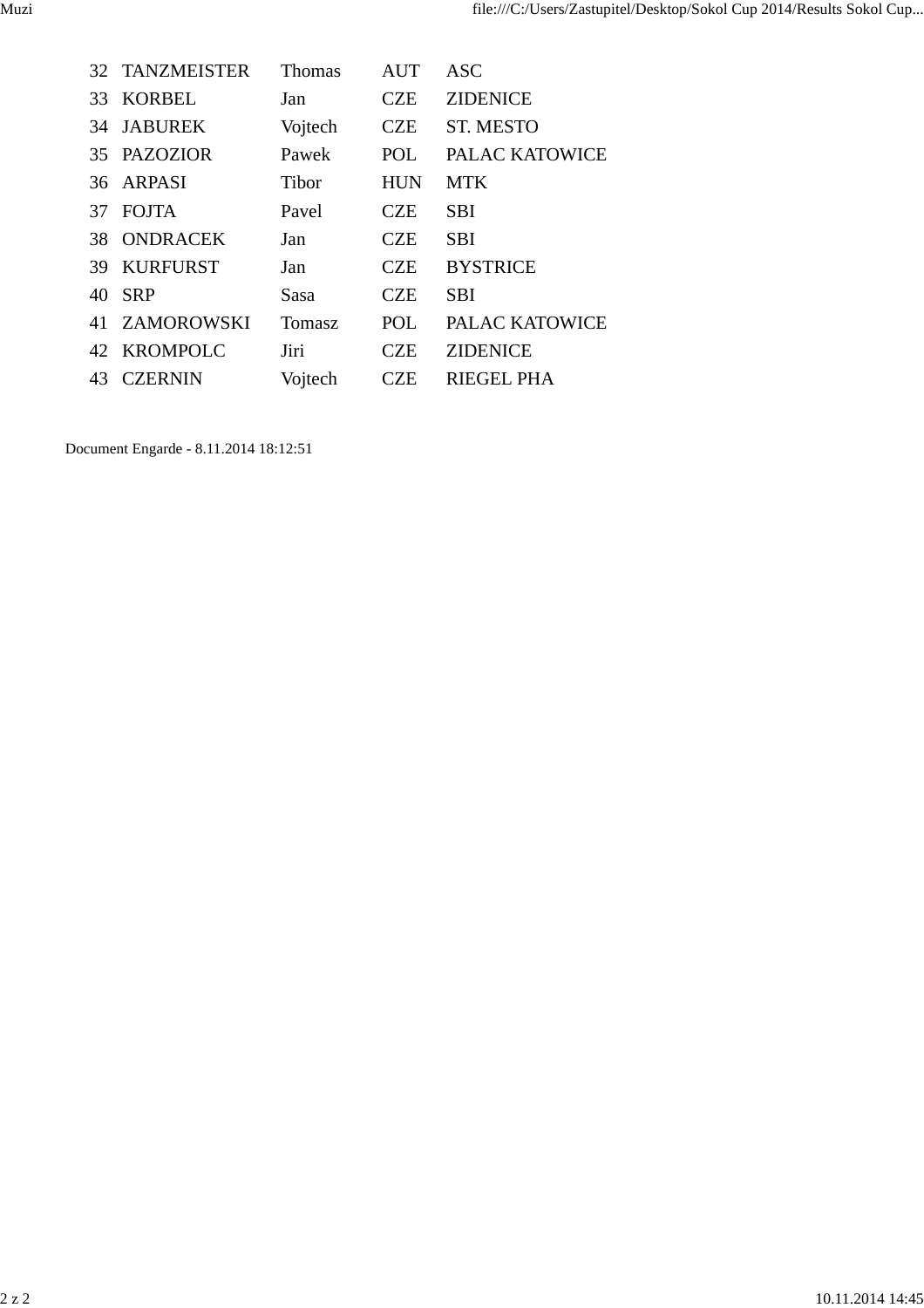| | | | | |
|---|---|---|---|---|
| 32 | TANZMEISTER | Thomas | AUT | ASC |
| 33 | KORBEL | Jan | CZE | ZIDENICE |
| 34 | JABUREK | Vojtech | CZE | ST. MESTO |
| 35 | PAZOZIOR | Pawek | POL | PALAC KATOWICE |
| 36 | ARPASI | Tibor | HUN | MTK |
| 37 | FOJTA | Pavel | CZE | SBI |
| 38 | ONDRACEK | Jan | CZE | SBI |
| 39 | KURFURST | Jan | CZE | BYSTRICE |
| 40 | SRP | Sasa | CZE | SBI |
| 41 | ZAMOROWSKI | Tomasz | POL | PALAC KATOWICE |
| 42 | KROMPOLC | Jiri | CZE | ZIDENICE |
| 43 | CZERNIN | Vojtech | CZE | RIEGEL PHA |

Document Engarde - 8.11.2014 18:12:51